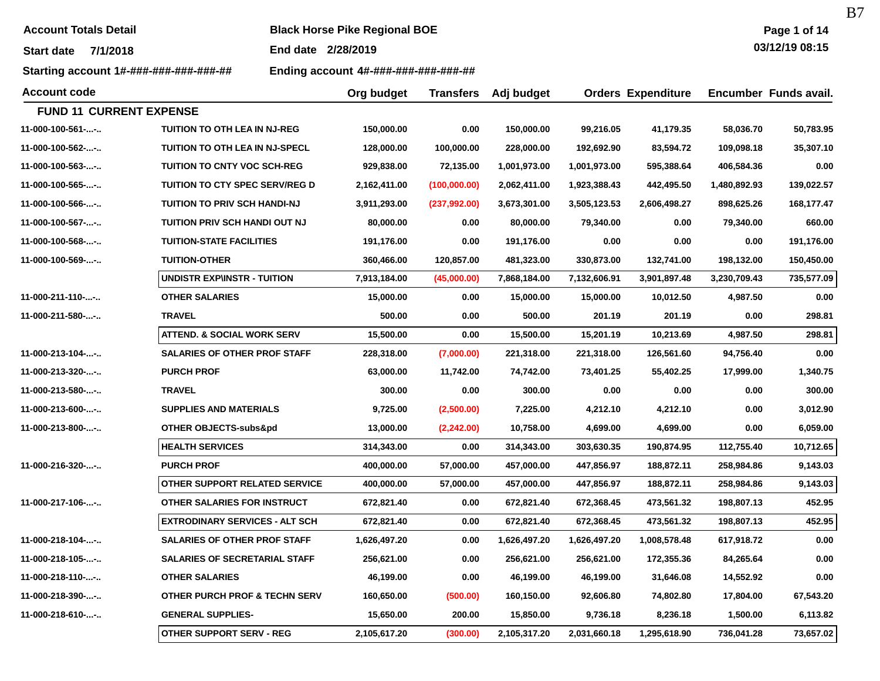**Account Totals Detail** | **Black Horse Pike Regional BOE**

**Start date** 7/1/2018 | **End date** 2/28/2019

**Starting account** 1#-###-###-###-###-## | **Ending account** 4#-###-###-###-###-##

03/12/19 08:15

| Account code | | Org budget | Transfers | Adj budget | Orders | Expenditure | Encumber | Funds avail. |
|---|---|---|---|---|---|---|---|---|
| **FUND 11 CURRENT EXPENSE** | | | | | | | | |
| 11-000-100-561-...-.. | TUITION TO OTH LEA IN NJ-REG | 150,000.00 | 0.00 | 150,000.00 | 99,216.05 | 41,179.35 | 58,036.70 | 50,783.95 |
| 11-000-100-562-...-.. | TUITION TO OTH LEA IN NJ-SPECL | 128,000.00 | 100,000.00 | 228,000.00 | 192,692.90 | 83,594.72 | 109,098.18 | 35,307.10 |
| 11-000-100-563-...-.. | TUITION TO CNTY VOC SCH-REG | 929,838.00 | 72,135.00 | 1,001,973.00 | 1,001,973.00 | 595,388.64 | 406,584.36 | 0.00 |
| 11-000-100-565-...-.. | TUITION TO CTY SPEC SERV/REG D | 2,162,411.00 | (100,000.00) | 2,062,411.00 | 1,923,388.43 | 442,495.50 | 1,480,892.93 | 139,022.57 |
| 11-000-100-566-...-.. | TUITION TO PRIV SCH HANDI-NJ | 3,911,293.00 | (237,992.00) | 3,673,301.00 | 3,505,123.53 | 2,606,498.27 | 898,625.26 | 168,177.47 |
| 11-000-100-567-...-.. | TUITION PRIV SCH HANDI OUT NJ | 80,000.00 | 0.00 | 80,000.00 | 79,340.00 | 0.00 | 79,340.00 | 660.00 |
| 11-000-100-568-...-.. | TUITION-STATE FACILITIES | 191,176.00 | 0.00 | 191,176.00 | 0.00 | 0.00 | 0.00 | 191,176.00 |
| 11-000-100-569-...-.. | TUITION-OTHER | 360,466.00 | 120,857.00 | 481,323.00 | 330,873.00 | 132,741.00 | 198,132.00 | 150,450.00 |
| | **UNDISTR EXP\INSTR - TUITION** | **7,913,184.00** | **(45,000.00)** | **7,868,184.00** | **7,132,606.91** | **3,901,897.48** | **3,230,709.43** | **735,577.09** |
| 11-000-211-110-...-.. | OTHER SALARIES | 15,000.00 | 0.00 | 15,000.00 | 15,000.00 | 10,012.50 | 4,987.50 | 0.00 |
| 11-000-211-580-...-.. | TRAVEL | 500.00 | 0.00 | 500.00 | 201.19 | 201.19 | 0.00 | 298.81 |
| | **ATTEND. & SOCIAL WORK SERV** | **15,500.00** | **0.00** | **15,500.00** | **15,201.19** | **10,213.69** | **4,987.50** | **298.81** |
| 11-000-213-104-...-.. | SALARIES OF OTHER PROF STAFF | 228,318.00 | (7,000.00) | 221,318.00 | 221,318.00 | 126,561.60 | 94,756.40 | 0.00 |
| 11-000-213-320-...-.. | PURCH PROF | 63,000.00 | 11,742.00 | 74,742.00 | 73,401.25 | 55,402.25 | 17,999.00 | 1,340.75 |
| 11-000-213-580-...-.. | TRAVEL | 300.00 | 0.00 | 300.00 | 0.00 | 0.00 | 0.00 | 300.00 |
| 11-000-213-600-...-.. | SUPPLIES AND MATERIALS | 9,725.00 | (2,500.00) | 7,225.00 | 4,212.10 | 4,212.10 | 0.00 | 3,012.90 |
| 11-000-213-800-...-.. | OTHER OBJECTS-subs&pd | 13,000.00 | (2,242.00) | 10,758.00 | 4,699.00 | 4,699.00 | 0.00 | 6,059.00 |
| | **HEALTH SERVICES** | **314,343.00** | **0.00** | **314,343.00** | **303,630.35** | **190,874.95** | **112,755.40** | **10,712.65** |
| 11-000-216-320-...-.. | PURCH PROF | 400,000.00 | 57,000.00 | 457,000.00 | 447,856.97 | 188,872.11 | 258,984.86 | 9,143.03 |
| | **OTHER SUPPORT RELATED SERVICE** | **400,000.00** | **57,000.00** | **457,000.00** | **447,856.97** | **188,872.11** | **258,984.86** | **9,143.03** |
| 11-000-217-106-...-.. | OTHER SALARIES FOR INSTRUCT | 672,821.40 | 0.00 | 672,821.40 | 672,368.45 | 473,561.32 | 198,807.13 | 452.95 |
| | **EXTRODINARY SERVICES - ALT SCH** | **672,821.40** | **0.00** | **672,821.40** | **672,368.45** | **473,561.32** | **198,807.13** | **452.95** |
| 11-000-218-104-...-.. | SALARIES OF OTHER PROF STAFF | 1,626,497.20 | 0.00 | 1,626,497.20 | 1,626,497.20 | 1,008,578.48 | 617,918.72 | 0.00 |
| 11-000-218-105-...-.. | SALARIES OF SECRETARIAL STAFF | 256,621.00 | 0.00 | 256,621.00 | 256,621.00 | 172,355.36 | 84,265.64 | 0.00 |
| 11-000-218-110-...-.. | OTHER SALARIES | 46,199.00 | 0.00 | 46,199.00 | 46,199.00 | 31,646.08 | 14,552.92 | 0.00 |
| 11-000-218-390-...-.. | OTHER PURCH PROF & TECHN SERV | 160,650.00 | (500.00) | 160,150.00 | 92,606.80 | 74,802.80 | 17,804.00 | 67,543.20 |
| 11-000-218-610-...-.. | GENERAL SUPPLIES- | 15,650.00 | 200.00 | 15,850.00 | 9,736.18 | 8,236.18 | 1,500.00 | 6,113.82 |
| | **OTHER SUPPORT SERV - REG** | **2,105,617.20** | **(300.00)** | **2,105,317.20** | **2,031,660.18** | **1,295,618.90** | **736,041.28** | **73,657.02** |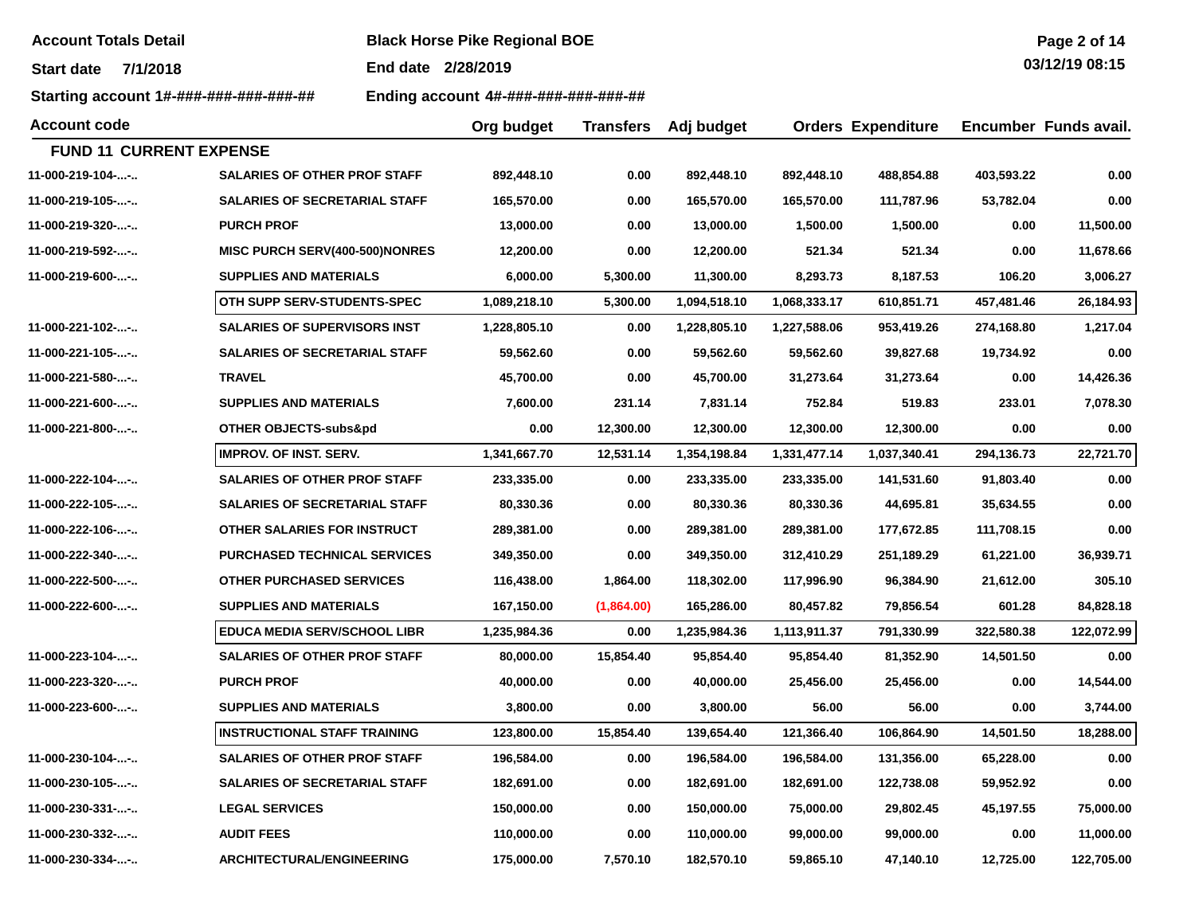**Account Totals Detail** **Black Horse Pike Regional BOE**

**Start date 7/1/2018** **End date 2/28/2019**

**Starting account 1#-###-###-###-###-##** **Ending account 4#-###-###-###-###-##**

| Account code | | Org budget | Transfers | Adj budget | Orders | Expenditure | Encumber | Funds avail. |
|---|---|---|---|---|---|---|---|---|
| **FUND 11 CURRENT EXPENSE** | | | | | | | | |
| 11-000-219-104-...-.. | SALARIES OF OTHER PROF STAFF | 892,448.10 | 0.00 | 892,448.10 | 892,448.10 | 488,854.88 | 403,593.22 | 0.00 |
| 11-000-219-105-...-.. | SALARIES OF SECRETARIAL STAFF | 165,570.00 | 0.00 | 165,570.00 | 165,570.00 | 111,787.96 | 53,782.04 | 0.00 |
| 11-000-219-320-...-.. | PURCH PROF | 13,000.00 | 0.00 | 13,000.00 | 1,500.00 | 1,500.00 | 0.00 | 11,500.00 |
| 11-000-219-592-...-.. | MISC PURCH SERV(400-500)NONRES | 12,200.00 | 0.00 | 12,200.00 | 521.34 | 521.34 | 0.00 | 11,678.66 |
| 11-000-219-600-...-.. | SUPPLIES AND MATERIALS | 6,000.00 | 5,300.00 | 11,300.00 | 8,293.73 | 8,187.53 | 106.20 | 3,006.27 |
| | OTH SUPP SERV-STUDENTS-SPEC | 1,089,218.10 | 5,300.00 | 1,094,518.10 | 1,068,333.17 | 610,851.71 | 457,481.46 | 26,184.93 |
| 11-000-221-102-...-.. | SALARIES OF SUPERVISORS INST | 1,228,805.10 | 0.00 | 1,228,805.10 | 1,227,588.06 | 953,419.26 | 274,168.80 | 1,217.04 |
| 11-000-221-105-...-.. | SALARIES OF SECRETARIAL STAFF | 59,562.60 | 0.00 | 59,562.60 | 59,562.60 | 39,827.68 | 19,734.92 | 0.00 |
| 11-000-221-580-...-.. | TRAVEL | 45,700.00 | 0.00 | 45,700.00 | 31,273.64 | 31,273.64 | 0.00 | 14,426.36 |
| 11-000-221-600-...-.. | SUPPLIES AND MATERIALS | 7,600.00 | 231.14 | 7,831.14 | 752.84 | 519.83 | 233.01 | 7,078.30 |
| 11-000-221-800-...-.. | OTHER OBJECTS-subs&pd | 0.00 | 12,300.00 | 12,300.00 | 12,300.00 | 12,300.00 | 0.00 | 0.00 |
| | IMPROV. OF INST. SERV. | 1,341,667.70 | 12,531.14 | 1,354,198.84 | 1,331,477.14 | 1,037,340.41 | 294,136.73 | 22,721.70 |
| 11-000-222-104-...-.. | SALARIES OF OTHER PROF STAFF | 233,335.00 | 0.00 | 233,335.00 | 233,335.00 | 141,531.60 | 91,803.40 | 0.00 |
| 11-000-222-105-...-.. | SALARIES OF SECRETARIAL STAFF | 80,330.36 | 0.00 | 80,330.36 | 80,330.36 | 44,695.81 | 35,634.55 | 0.00 |
| 11-000-222-106-...-.. | OTHER SALARIES FOR INSTRUCT | 289,381.00 | 0.00 | 289,381.00 | 289,381.00 | 177,672.85 | 111,708.15 | 0.00 |
| 11-000-222-340-...-.. | PURCHASED TECHNICAL SERVICES | 349,350.00 | 0.00 | 349,350.00 | 312,410.29 | 251,189.29 | 61,221.00 | 36,939.71 |
| 11-000-222-500-...-.. | OTHER PURCHASED SERVICES | 116,438.00 | 1,864.00 | 118,302.00 | 117,996.90 | 96,384.90 | 21,612.00 | 305.10 |
| 11-000-222-600-...-.. | SUPPLIES AND MATERIALS | 167,150.00 | (1,864.00) | 165,286.00 | 80,457.82 | 79,856.54 | 601.28 | 84,828.18 |
| | EDUCA MEDIA SERV/SCHOOL LIBR | 1,235,984.36 | 0.00 | 1,235,984.36 | 1,113,911.37 | 791,330.99 | 322,580.38 | 122,072.99 |
| 11-000-223-104-...-.. | SALARIES OF OTHER PROF STAFF | 80,000.00 | 15,854.40 | 95,854.40 | 95,854.40 | 81,352.90 | 14,501.50 | 0.00 |
| 11-000-223-320-...-.. | PURCH PROF | 40,000.00 | 0.00 | 40,000.00 | 25,456.00 | 25,456.00 | 0.00 | 14,544.00 |
| 11-000-223-600-...-.. | SUPPLIES AND MATERIALS | 3,800.00 | 0.00 | 3,800.00 | 56.00 | 56.00 | 0.00 | 3,744.00 |
| | INSTRUCTIONAL STAFF TRAINING | 123,800.00 | 15,854.40 | 139,654.40 | 121,366.40 | 106,864.90 | 14,501.50 | 18,288.00 |
| 11-000-230-104-...-.. | SALARIES OF OTHER PROF STAFF | 196,584.00 | 0.00 | 196,584.00 | 196,584.00 | 131,356.00 | 65,228.00 | 0.00 |
| 11-000-230-105-...-.. | SALARIES OF SECRETARIAL STAFF | 182,691.00 | 0.00 | 182,691.00 | 182,691.00 | 122,738.08 | 59,952.92 | 0.00 |
| 11-000-230-331-...-.. | LEGAL SERVICES | 150,000.00 | 0.00 | 150,000.00 | 75,000.00 | 29,802.45 | 45,197.55 | 75,000.00 |
| 11-000-230-332-...-.. | AUDIT FEES | 110,000.00 | 0.00 | 110,000.00 | 99,000.00 | 99,000.00 | 0.00 | 11,000.00 |
| 11-000-230-334-...-.. | ARCHITECTURAL/ENGINEERING | 175,000.00 | 7,570.10 | 182,570.10 | 59,865.10 | 47,140.10 | 12,725.00 | 122,705.00 |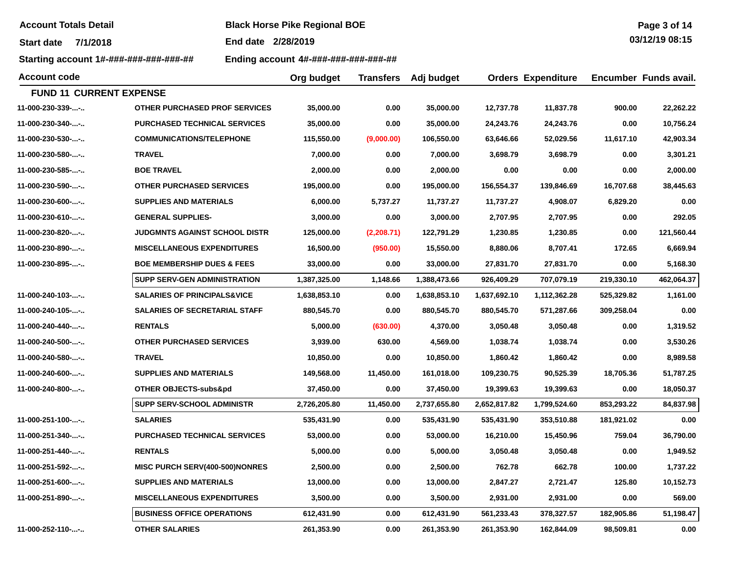**Account Totals Detail** | **Black Horse Pike Regional BOE**

**Start date** 7/1/2018 | **End date** 2/28/2019

**Starting account** 1#-###-###-###-###-## | **Ending account** 4#-###-###-###-###-##

| Account code | | Org budget | Transfers | Adj budget | Orders | Expenditure | Encumber | Funds avail. |
|---|---|---|---|---|---|---|---|---|
| **FUND 11 CURRENT EXPENSE** | | | | | | | | |
| 11-000-230-339-...-.. | OTHER PURCHASED PROF SERVICES | 35,000.00 | 0.00 | 35,000.00 | 12,737.78 | 11,837.78 | 900.00 | 22,262.22 |
| 11-000-230-340-...-.. | PURCHASED TECHNICAL SERVICES | 35,000.00 | 0.00 | 35,000.00 | 24,243.76 | 24,243.76 | 0.00 | 10,756.24 |
| 11-000-230-530-...-.. | COMMUNICATIONS/TELEPHONE | 115,550.00 | (9,000.00) | 106,550.00 | 63,646.66 | 52,029.56 | 11,617.10 | 42,903.34 |
| 11-000-230-580-...-.. | TRAVEL | 7,000.00 | 0.00 | 7,000.00 | 3,698.79 | 3,698.79 | 0.00 | 3,301.21 |
| 11-000-230-585-...-.. | BOE TRAVEL | 2,000.00 | 0.00 | 2,000.00 | 0.00 | 0.00 | 0.00 | 2,000.00 |
| 11-000-230-590-...-.. | OTHER PURCHASED SERVICES | 195,000.00 | 0.00 | 195,000.00 | 156,554.37 | 139,846.69 | 16,707.68 | 38,445.63 |
| 11-000-230-600-...-.. | SUPPLIES AND MATERIALS | 6,000.00 | 5,737.27 | 11,737.27 | 11,737.27 | 4,908.07 | 6,829.20 | 0.00 |
| 11-000-230-610-...-.. | GENERAL SUPPLIES- | 3,000.00 | 0.00 | 3,000.00 | 2,707.95 | 2,707.95 | 0.00 | 292.05 |
| 11-000-230-820-...-.. | JUDGMNTS AGAINST SCHOOL DISTR | 125,000.00 | (2,208.71) | 122,791.29 | 1,230.85 | 1,230.85 | 0.00 | 121,560.44 |
| 11-000-230-890-...-.. | MISCELLANEOUS EXPENDITURES | 16,500.00 | (950.00) | 15,550.00 | 8,880.06 | 8,707.41 | 172.65 | 6,669.94 |
| 11-000-230-895-...-.. | BOE MEMBERSHIP DUES & FEES | 33,000.00 | 0.00 | 33,000.00 | 27,831.70 | 27,831.70 | 0.00 | 5,168.30 |
| | **SUPP SERV-GEN ADMINISTRATION** | **1,387,325.00** | **1,148.66** | **1,388,473.66** | **926,409.29** | **707,079.19** | **219,330.10** | **462,064.37** |
| 11-000-240-103-...-.. | SALARIES OF PRINCIPALS&VICE | 1,638,853.10 | 0.00 | 1,638,853.10 | 1,637,692.10 | 1,112,362.28 | 525,329.82 | 1,161.00 |
| 11-000-240-105-...-.. | SALARIES OF SECRETARIAL STAFF | 880,545.70 | 0.00 | 880,545.70 | 880,545.70 | 571,287.66 | 309,258.04 | 0.00 |
| 11-000-240-440-...-.. | RENTALS | 5,000.00 | (630.00) | 4,370.00 | 3,050.48 | 3,050.48 | 0.00 | 1,319.52 |
| 11-000-240-500-...-.. | OTHER PURCHASED SERVICES | 3,939.00 | 630.00 | 4,569.00 | 1,038.74 | 1,038.74 | 0.00 | 3,530.26 |
| 11-000-240-580-...-.. | TRAVEL | 10,850.00 | 0.00 | 10,850.00 | 1,860.42 | 1,860.42 | 0.00 | 8,989.58 |
| 11-000-240-600-...-.. | SUPPLIES AND MATERIALS | 149,568.00 | 11,450.00 | 161,018.00 | 109,230.75 | 90,525.39 | 18,705.36 | 51,787.25 |
| 11-000-240-800-...-.. | OTHER OBJECTS-subs&pd | 37,450.00 | 0.00 | 37,450.00 | 19,399.63 | 19,399.63 | 0.00 | 18,050.37 |
| | **SUPP SERV-SCHOOL ADMINISTR** | **2,726,205.80** | **11,450.00** | **2,737,655.80** | **2,652,817.82** | **1,799,524.60** | **853,293.22** | **84,837.98** |
| 11-000-251-100-...-.. | SALARIES | 535,431.90 | 0.00 | 535,431.90 | 535,431.90 | 353,510.88 | 181,921.02 | 0.00 |
| 11-000-251-340-...-.. | PURCHASED TECHNICAL SERVICES | 53,000.00 | 0.00 | 53,000.00 | 16,210.00 | 15,450.96 | 759.04 | 36,790.00 |
| 11-000-251-440-...-.. | RENTALS | 5,000.00 | 0.00 | 5,000.00 | 3,050.48 | 3,050.48 | 0.00 | 1,949.52 |
| 11-000-251-592-...-.. | MISC PURCH SERV(400-500)NONRES | 2,500.00 | 0.00 | 2,500.00 | 762.78 | 662.78 | 100.00 | 1,737.22 |
| 11-000-251-600-...-.. | SUPPLIES AND MATERIALS | 13,000.00 | 0.00 | 13,000.00 | 2,847.27 | 2,721.47 | 125.80 | 10,152.73 |
| 11-000-251-890-...-.. | MISCELLANEOUS EXPENDITURES | 3,500.00 | 0.00 | 3,500.00 | 2,931.00 | 2,931.00 | 0.00 | 569.00 |
| | **BUSINESS OFFICE OPERATIONS** | **612,431.90** | **0.00** | **612,431.90** | **561,233.43** | **378,327.57** | **182,905.86** | **51,198.47** |
| 11-000-252-110-...-.. | OTHER SALARIES | 261,353.90 | 0.00 | 261,353.90 | 261,353.90 | 162,844.09 | 98,509.81 | 0.00 |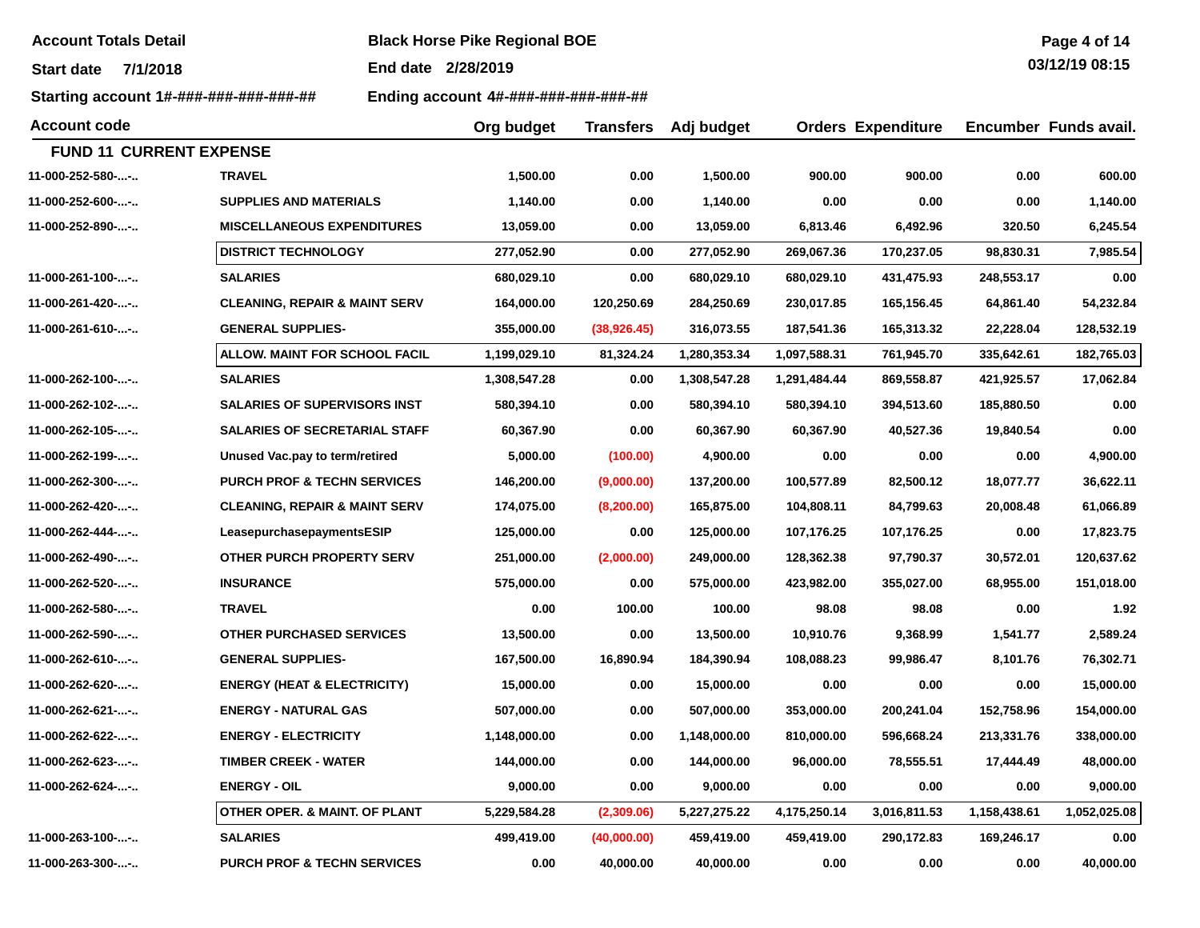**Account Totals Detail** | **Black Horse Pike Regional BOE**

**Start date** 7/1/2018 | **End date** 2/28/2019

**Starting account** 1#-###-###-###-###-## | **Ending account** 4#-###-###-###-###-##

| Account code | | Org budget | Transfers | Adj budget | Orders | Expenditure | Encumber | Funds avail. |
|---|---|---|---|---|---|---|---|---|
| **FUND 11 CURRENT EXPENSE** | | | | | | | | |
| 11-000-252-580-...-.. | TRAVEL | 1,500.00 | 0.00 | 1,500.00 | 900.00 | 900.00 | 0.00 | 600.00 |
| 11-000-252-600-...-.. | SUPPLIES AND MATERIALS | 1,140.00 | 0.00 | 1,140.00 | 0.00 | 0.00 | 0.00 | 1,140.00 |
| 11-000-252-890-...-.. | MISCELLANEOUS EXPENDITURES | 13,059.00 | 0.00 | 13,059.00 | 6,813.46 | 6,492.96 | 320.50 | 6,245.54 |
| | **DISTRICT TECHNOLOGY** | 277,052.90 | 0.00 | 277,052.90 | 269,067.36 | 170,237.05 | 98,830.31 | 7,985.54 |
| 11-000-261-100-...-.. | SALARIES | 680,029.10 | 0.00 | 680,029.10 | 680,029.10 | 431,475.93 | 248,553.17 | 0.00 |
| 11-000-261-420-...-.. | CLEANING, REPAIR & MAINT SERV | 164,000.00 | 120,250.69 | 284,250.69 | 230,017.85 | 165,156.45 | 64,861.40 | 54,232.84 |
| 11-000-261-610-...-.. | GENERAL SUPPLIES- | 355,000.00 | (38,926.45) | 316,073.55 | 187,541.36 | 165,313.32 | 22,228.04 | 128,532.19 |
| | **ALLOW. MAINT FOR SCHOOL FACIL** | 1,199,029.10 | 81,324.24 | 1,280,353.34 | 1,097,588.31 | 761,945.70 | 335,642.61 | 182,765.03 |
| 11-000-262-100-...-.. | SALARIES | 1,308,547.28 | 0.00 | 1,308,547.28 | 1,291,484.44 | 869,558.87 | 421,925.57 | 17,062.84 |
| 11-000-262-102-...-.. | SALARIES OF SUPERVISORS INST | 580,394.10 | 0.00 | 580,394.10 | 580,394.10 | 394,513.60 | 185,880.50 | 0.00 |
| 11-000-262-105-...-.. | SALARIES OF SECRETARIAL STAFF | 60,367.90 | 0.00 | 60,367.90 | 60,367.90 | 40,527.36 | 19,840.54 | 0.00 |
| 11-000-262-199-...-.. | Unused Vac.pay to term/retired | 5,000.00 | (100.00) | 4,900.00 | 0.00 | 0.00 | 0.00 | 4,900.00 |
| 11-000-262-300-...-.. | PURCH PROF & TECHN SERVICES | 146,200.00 | (9,000.00) | 137,200.00 | 100,577.89 | 82,500.12 | 18,077.77 | 36,622.11 |
| 11-000-262-420-...-.. | CLEANING, REPAIR & MAINT SERV | 174,075.00 | (8,200.00) | 165,875.00 | 104,808.11 | 84,799.63 | 20,008.48 | 61,066.89 |
| 11-000-262-444-...-.. | LeasepurchasepaymentsESIP | 125,000.00 | 0.00 | 125,000.00 | 107,176.25 | 107,176.25 | 0.00 | 17,823.75 |
| 11-000-262-490-...-.. | OTHER PURCH PROPERTY SERV | 251,000.00 | (2,000.00) | 249,000.00 | 128,362.38 | 97,790.37 | 30,572.01 | 120,637.62 |
| 11-000-262-520-...-.. | INSURANCE | 575,000.00 | 0.00 | 575,000.00 | 423,982.00 | 355,027.00 | 68,955.00 | 151,018.00 |
| 11-000-262-580-...-.. | TRAVEL | 0.00 | 100.00 | 100.00 | 98.08 | 98.08 | 0.00 | 1.92 |
| 11-000-262-590-...-.. | OTHER PURCHASED SERVICES | 13,500.00 | 0.00 | 13,500.00 | 10,910.76 | 9,368.99 | 1,541.77 | 2,589.24 |
| 11-000-262-610-...-.. | GENERAL SUPPLIES- | 167,500.00 | 16,890.94 | 184,390.94 | 108,088.23 | 99,986.47 | 8,101.76 | 76,302.71 |
| 11-000-262-620-...-.. | ENERGY (HEAT & ELECTRICITY) | 15,000.00 | 0.00 | 15,000.00 | 0.00 | 0.00 | 0.00 | 15,000.00 |
| 11-000-262-621-...-.. | ENERGY - NATURAL GAS | 507,000.00 | 0.00 | 507,000.00 | 353,000.00 | 200,241.04 | 152,758.96 | 154,000.00 |
| 11-000-262-622-...-.. | ENERGY - ELECTRICITY | 1,148,000.00 | 0.00 | 1,148,000.00 | 810,000.00 | 596,668.24 | 213,331.76 | 338,000.00 |
| 11-000-262-623-...-.. | TIMBER CREEK - WATER | 144,000.00 | 0.00 | 144,000.00 | 96,000.00 | 78,555.51 | 17,444.49 | 48,000.00 |
| 11-000-262-624-...-.. | ENERGY - OIL | 9,000.00 | 0.00 | 9,000.00 | 0.00 | 0.00 | 0.00 | 9,000.00 |
| | **OTHER OPER. & MAINT. OF PLANT** | 5,229,584.28 | (2,309.06) | 5,227,275.22 | 4,175,250.14 | 3,016,811.53 | 1,158,438.61 | 1,052,025.08 |
| 11-000-263-100-...-.. | SALARIES | 499,419.00 | (40,000.00) | 459,419.00 | 459,419.00 | 290,172.83 | 169,246.17 | 0.00 |
| 11-000-263-300-...-.. | PURCH PROF & TECHN SERVICES | 0.00 | 40,000.00 | 40,000.00 | 0.00 | 0.00 | 0.00 | 40,000.00 |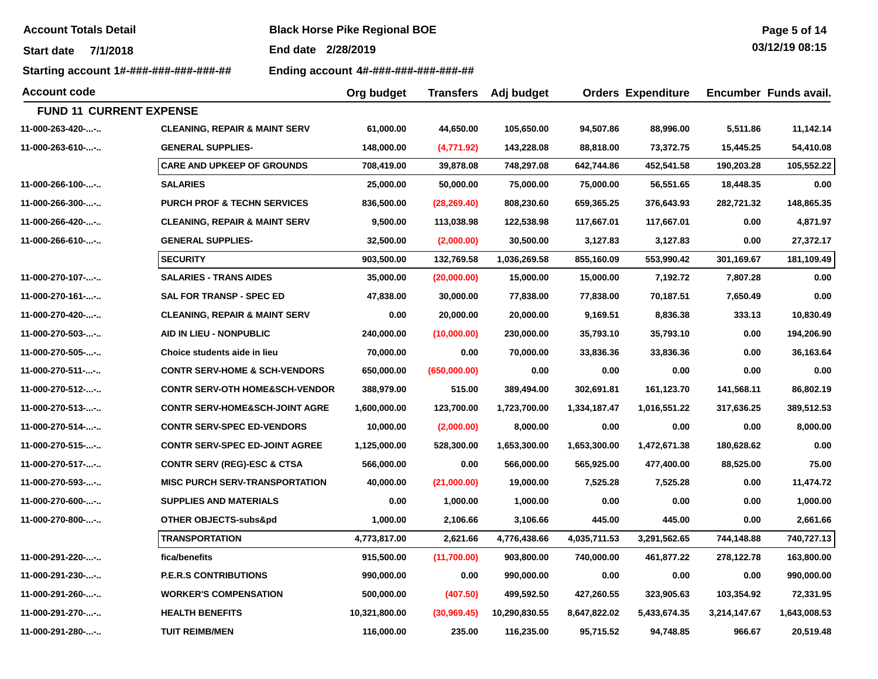**Account Totals Detail** | **Black Horse Pike Regional BOE**

**Start date** 7/1/2018 | **End date** 2/28/2019

**Starting account** 1#-###-###-###-###-## | **Ending account** 4#-###-###-###-###-##

| Account code | | Org budget | Transfers | Adj budget | Orders | Expenditure | Encumber | Funds avail. |
|---|---|---|---|---|---|---|---|---|
| **FUND 11 CURRENT EXPENSE** | | | | | | | | |
| 11-000-263-420-...-.. | CLEANING, REPAIR & MAINT SERV | 61,000.00 | 44,650.00 | 105,650.00 | 94,507.86 | 88,996.00 | 5,511.86 | 11,142.14 |
| 11-000-263-610-...-.. | GENERAL SUPPLIES- | 148,000.00 | (4,771.92) | 143,228.08 | 88,818.00 | 73,372.75 | 15,445.25 | 54,410.08 |
| | CARE AND UPKEEP OF GROUNDS | 708,419.00 | 39,878.08 | 748,297.08 | 642,744.86 | 452,541.58 | 190,203.28 | 105,552.22 |
| 11-000-266-100-...-.. | SALARIES | 25,000.00 | 50,000.00 | 75,000.00 | 75,000.00 | 56,551.65 | 18,448.35 | 0.00 |
| 11-000-266-300-...-.. | PURCH PROF & TECHN SERVICES | 836,500.00 | (28,269.40) | 808,230.60 | 659,365.25 | 376,643.93 | 282,721.32 | 148,865.35 |
| 11-000-266-420-...-.. | CLEANING, REPAIR & MAINT SERV | 9,500.00 | 113,038.98 | 122,538.98 | 117,667.01 | 117,667.01 | 0.00 | 4,871.97 |
| 11-000-266-610-...-.. | GENERAL SUPPLIES- | 32,500.00 | (2,000.00) | 30,500.00 | 3,127.83 | 3,127.83 | 0.00 | 27,372.17 |
| | SECURITY | 903,500.00 | 132,769.58 | 1,036,269.58 | 855,160.09 | 553,990.42 | 301,169.67 | 181,109.49 |
| 11-000-270-107-...-.. | SALARIES - TRANS AIDES | 35,000.00 | (20,000.00) | 15,000.00 | 15,000.00 | 7,192.72 | 7,807.28 | 0.00 |
| 11-000-270-161-...-.. | SAL FOR TRANSP - SPEC ED | 47,838.00 | 30,000.00 | 77,838.00 | 77,838.00 | 70,187.51 | 7,650.49 | 0.00 |
| 11-000-270-420-...-.. | CLEANING, REPAIR & MAINT SERV | 0.00 | 20,000.00 | 20,000.00 | 9,169.51 | 8,836.38 | 333.13 | 10,830.49 |
| 11-000-270-503-...-.. | AID IN LIEU - NONPUBLIC | 240,000.00 | (10,000.00) | 230,000.00 | 35,793.10 | 35,793.10 | 0.00 | 194,206.90 |
| 11-000-270-505-...-.. | Choice students aide in lieu | 70,000.00 | 0.00 | 70,000.00 | 33,836.36 | 33,836.36 | 0.00 | 36,163.64 |
| 11-000-270-511-...-.. | CONTR SERV-HOME & SCH-VENDORS | 650,000.00 | (650,000.00) | 0.00 | 0.00 | 0.00 | 0.00 | 0.00 |
| 11-000-270-512-...-.. | CONTR SERV-OTH HOME&SCH-VENDOR | 388,979.00 | 515.00 | 389,494.00 | 302,691.81 | 161,123.70 | 141,568.11 | 86,802.19 |
| 11-000-270-513-...-.. | CONTR SERV-HOME&SCH-JOINT AGRE | 1,600,000.00 | 123,700.00 | 1,723,700.00 | 1,334,187.47 | 1,016,551.22 | 317,636.25 | 389,512.53 |
| 11-000-270-514-...-.. | CONTR SERV-SPEC ED-VENDORS | 10,000.00 | (2,000.00) | 8,000.00 | 0.00 | 0.00 | 0.00 | 8,000.00 |
| 11-000-270-515-...-.. | CONTR SERV-SPEC ED-JOINT AGREE | 1,125,000.00 | 528,300.00 | 1,653,300.00 | 1,653,300.00 | 1,472,671.38 | 180,628.62 | 0.00 |
| 11-000-270-517-...-.. | CONTR SERV (REG)-ESC & CTSA | 566,000.00 | 0.00 | 566,000.00 | 565,925.00 | 477,400.00 | 88,525.00 | 75.00 |
| 11-000-270-593-...-.. | MISC PURCH SERV-TRANSPORTATION | 40,000.00 | (21,000.00) | 19,000.00 | 7,525.28 | 7,525.28 | 0.00 | 11,474.72 |
| 11-000-270-600-...-.. | SUPPLIES AND MATERIALS | 0.00 | 1,000.00 | 1,000.00 | 0.00 | 0.00 | 0.00 | 1,000.00 |
| 11-000-270-800-...-.. | OTHER OBJECTS-subs&pd | 1,000.00 | 2,106.66 | 3,106.66 | 445.00 | 445.00 | 0.00 | 2,661.66 |
| | TRANSPORTATION | 4,773,817.00 | 2,621.66 | 4,776,438.66 | 4,035,711.53 | 3,291,562.65 | 744,148.88 | 740,727.13 |
| 11-000-291-220-...-.. | fica/benefits | 915,500.00 | (11,700.00) | 903,800.00 | 740,000.00 | 461,877.22 | 278,122.78 | 163,800.00 |
| 11-000-291-230-...-.. | P.E.R.S CONTRIBUTIONS | 990,000.00 | 0.00 | 990,000.00 | 0.00 | 0.00 | 0.00 | 990,000.00 |
| 11-000-291-260-...-.. | WORKER'S COMPENSATION | 500,000.00 | (407.50) | 499,592.50 | 427,260.55 | 323,905.63 | 103,354.92 | 72,331.95 |
| 11-000-291-270-...-.. | HEALTH BENEFITS | 10,321,800.00 | (30,969.45) | 10,290,830.55 | 8,647,822.02 | 5,433,674.35 | 3,214,147.67 | 1,643,008.53 |
| 11-000-291-280-...-.. | TUIT REIMB/MEN | 116,000.00 | 235.00 | 116,235.00 | 95,715.52 | 94,748.85 | 966.67 | 20,519.48 |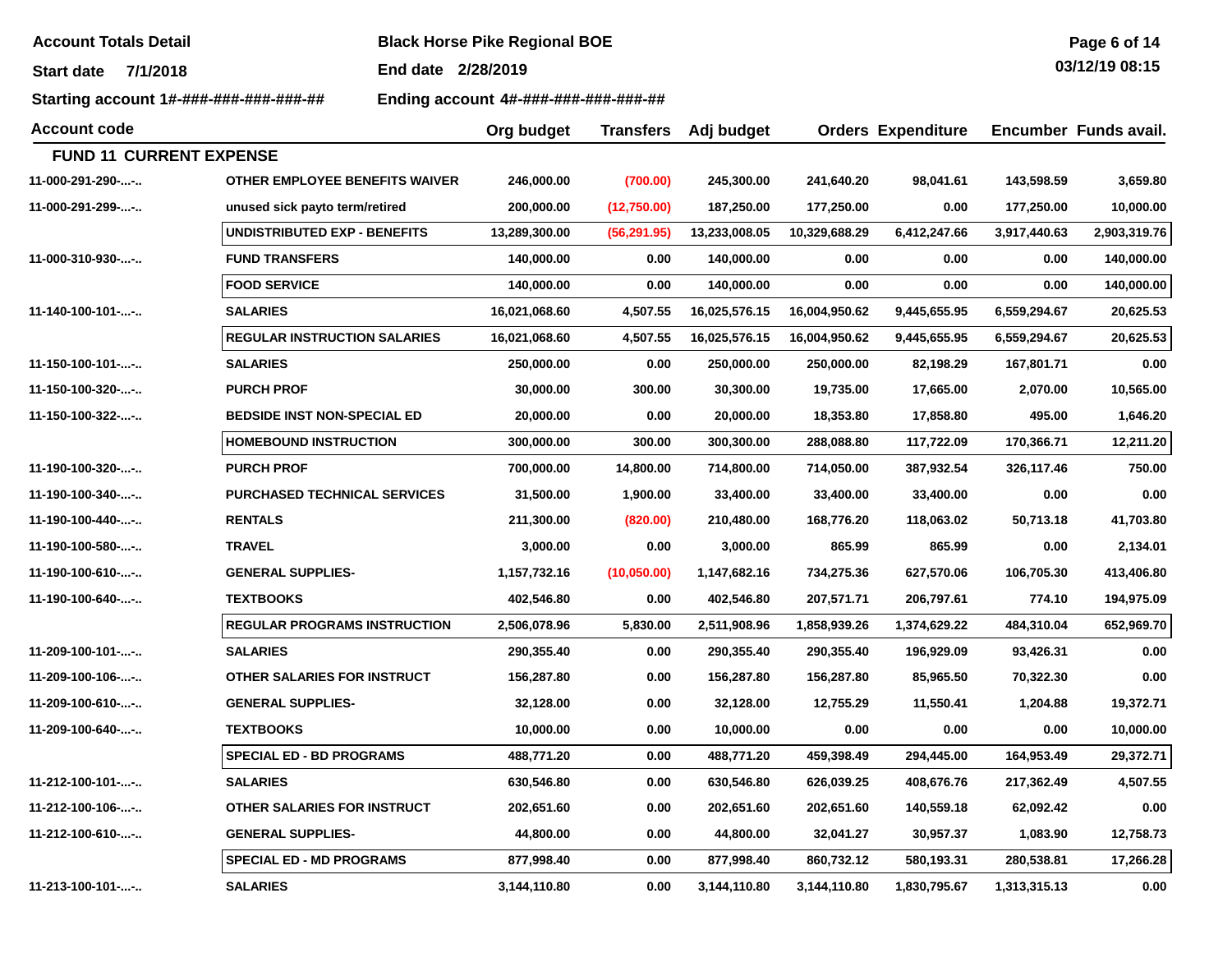**Account Totals Detail** — **Black Horse Pike Regional BOE**

**Start date** 7/1/2018 — **End date** 2/28/2019

**Starting account** 1#-###-###-###-###-## — **Ending account** 4#-###-###-###-###-##

| Account code | | Org budget | Transfers | Adj budget | Orders | Expenditure | Encumber | Funds avail. |
|---|---|---|---|---|---|---|---|---|
| **FUND 11 CURRENT EXPENSE** | | | | | | | | |
| 11-000-291-290-...-.. | OTHER EMPLOYEE BENEFITS WAIVER | 246,000.00 | (700.00) | 245,300.00 | 241,640.20 | 98,041.61 | 143,598.59 | 3,659.80 |
| 11-000-291-299-...-.. | unused sick payto term/retired | 200,000.00 | (12,750.00) | 187,250.00 | 177,250.00 | 0.00 | 177,250.00 | 10,000.00 |
| | UNDISTRIBUTED EXP - BENEFITS | 13,289,300.00 | (56,291.95) | 13,233,008.05 | 10,329,688.29 | 6,412,247.66 | 3,917,440.63 | 2,903,319.76 |
| 11-000-310-930-...-.. | FUND TRANSFERS | 140,000.00 | 0.00 | 140,000.00 | 0.00 | 0.00 | 0.00 | 140,000.00 |
| | FOOD SERVICE | 140,000.00 | 0.00 | 140,000.00 | 0.00 | 0.00 | 0.00 | 140,000.00 |
| 11-140-100-101-...-.. | SALARIES | 16,021,068.60 | 4,507.55 | 16,025,576.15 | 16,004,950.62 | 9,445,655.95 | 6,559,294.67 | 20,625.53 |
| | REGULAR INSTRUCTION SALARIES | 16,021,068.60 | 4,507.55 | 16,025,576.15 | 16,004,950.62 | 9,445,655.95 | 6,559,294.67 | 20,625.53 |
| 11-150-100-101-...-.. | SALARIES | 250,000.00 | 0.00 | 250,000.00 | 250,000.00 | 82,198.29 | 167,801.71 | 0.00 |
| 11-150-100-320-...-.. | PURCH PROF | 30,000.00 | 300.00 | 30,300.00 | 19,735.00 | 17,665.00 | 2,070.00 | 10,565.00 |
| 11-150-100-322-...-.. | BEDSIDE INST NON-SPECIAL ED | 20,000.00 | 0.00 | 20,000.00 | 18,353.80 | 17,858.80 | 495.00 | 1,646.20 |
| | HOMEBOUND INSTRUCTION | 300,000.00 | 300.00 | 300,300.00 | 288,088.80 | 117,722.09 | 170,366.71 | 12,211.20 |
| 11-190-100-320-...-.. | PURCH PROF | 700,000.00 | 14,800.00 | 714,800.00 | 714,050.00 | 387,932.54 | 326,117.46 | 750.00 |
| 11-190-100-340-...-.. | PURCHASED TECHNICAL SERVICES | 31,500.00 | 1,900.00 | 33,400.00 | 33,400.00 | 33,400.00 | 0.00 | 0.00 |
| 11-190-100-440-...-.. | RENTALS | 211,300.00 | (820.00) | 210,480.00 | 168,776.20 | 118,063.02 | 50,713.18 | 41,703.80 |
| 11-190-100-580-...-.. | TRAVEL | 3,000.00 | 0.00 | 3,000.00 | 865.99 | 865.99 | 0.00 | 2,134.01 |
| 11-190-100-610-...-.. | GENERAL SUPPLIES- | 1,157,732.16 | (10,050.00) | 1,147,682.16 | 734,275.36 | 627,570.06 | 106,705.30 | 413,406.80 |
| 11-190-100-640-...-.. | TEXTBOOKS | 402,546.80 | 0.00 | 402,546.80 | 207,571.71 | 206,797.61 | 774.10 | 194,975.09 |
| | REGULAR PROGRAMS INSTRUCTION | 2,506,078.96 | 5,830.00 | 2,511,908.96 | 1,858,939.26 | 1,374,629.22 | 484,310.04 | 652,969.70 |
| 11-209-100-101-...-.. | SALARIES | 290,355.40 | 0.00 | 290,355.40 | 290,355.40 | 196,929.09 | 93,426.31 | 0.00 |
| 11-209-100-106-...-.. | OTHER SALARIES FOR INSTRUCT | 156,287.80 | 0.00 | 156,287.80 | 156,287.80 | 85,965.50 | 70,322.30 | 0.00 |
| 11-209-100-610-...-.. | GENERAL SUPPLIES- | 32,128.00 | 0.00 | 32,128.00 | 12,755.29 | 11,550.41 | 1,204.88 | 19,372.71 |
| 11-209-100-640-...-.. | TEXTBOOKS | 10,000.00 | 0.00 | 10,000.00 | 0.00 | 0.00 | 0.00 | 10,000.00 |
| | SPECIAL ED - BD PROGRAMS | 488,771.20 | 0.00 | 488,771.20 | 459,398.49 | 294,445.00 | 164,953.49 | 29,372.71 |
| 11-212-100-101-...-.. | SALARIES | 630,546.80 | 0.00 | 630,546.80 | 626,039.25 | 408,676.76 | 217,362.49 | 4,507.55 |
| 11-212-100-106-...-.. | OTHER SALARIES FOR INSTRUCT | 202,651.60 | 0.00 | 202,651.60 | 202,651.60 | 140,559.18 | 62,092.42 | 0.00 |
| 11-212-100-610-...-.. | GENERAL SUPPLIES- | 44,800.00 | 0.00 | 44,800.00 | 32,041.27 | 30,957.37 | 1,083.90 | 12,758.73 |
| | SPECIAL ED - MD PROGRAMS | 877,998.40 | 0.00 | 877,998.40 | 860,732.12 | 580,193.31 | 280,538.81 | 17,266.28 |
| 11-213-100-101-...-.. | SALARIES | 3,144,110.80 | 0.00 | 3,144,110.80 | 3,144,110.80 | 1,830,795.67 | 1,313,315.13 | 0.00 |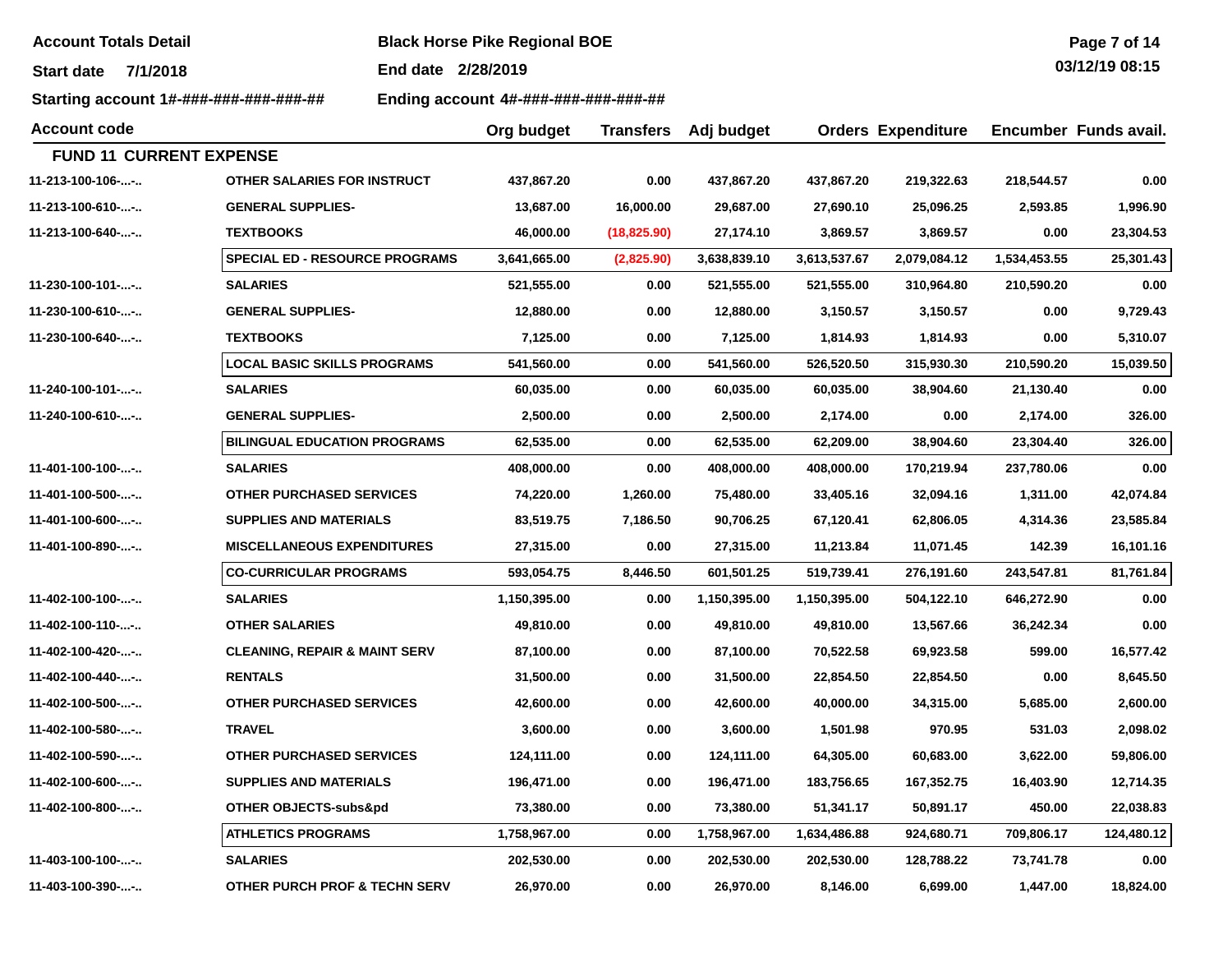**Account Totals Detail** | **Black Horse Pike Regional BOE**

**Start date** 7/1/2018 | **End date** 2/28/2019

**Starting account** 1#-###-###-###-###-## | **Ending account** 4#-###-###-###-###-##

| Account code | | Org budget | Transfers | Adj budget | Orders | Expenditure | Encumber | Funds avail. |
|---|---|---|---|---|---|---|---|---|
| **FUND 11 CURRENT EXPENSE** | | | | | | | | |
| 11-213-100-106-...-.. | OTHER SALARIES FOR INSTRUCT | 437,867.20 | 0.00 | 437,867.20 | 437,867.20 | 219,322.63 | 218,544.57 | 0.00 |
| 11-213-100-610-...-.. | GENERAL SUPPLIES- | 13,687.00 | 16,000.00 | 29,687.00 | 27,690.10 | 25,096.25 | 2,593.85 | 1,996.90 |
| 11-213-100-640-...-.. | TEXTBOOKS | 46,000.00 | (18,825.90) | 27,174.10 | 3,869.57 | 3,869.57 | 0.00 | 23,304.53 |
| | SPECIAL ED - RESOURCE PROGRAMS | 3,641,665.00 | (2,825.90) | 3,638,839.10 | 3,613,537.67 | 2,079,084.12 | 1,534,453.55 | 25,301.43 |
| 11-230-100-101-...-.. | SALARIES | 521,555.00 | 0.00 | 521,555.00 | 521,555.00 | 310,964.80 | 210,590.20 | 0.00 |
| 11-230-100-610-...-.. | GENERAL SUPPLIES- | 12,880.00 | 0.00 | 12,880.00 | 3,150.57 | 3,150.57 | 0.00 | 9,729.43 |
| 11-230-100-640-...-.. | TEXTBOOKS | 7,125.00 | 0.00 | 7,125.00 | 1,814.93 | 1,814.93 | 0.00 | 5,310.07 |
| | LOCAL BASIC SKILLS PROGRAMS | 541,560.00 | 0.00 | 541,560.00 | 526,520.50 | 315,930.30 | 210,590.20 | 15,039.50 |
| 11-240-100-101-...-.. | SALARIES | 60,035.00 | 0.00 | 60,035.00 | 60,035.00 | 38,904.60 | 21,130.40 | 0.00 |
| 11-240-100-610-...-.. | GENERAL SUPPLIES- | 2,500.00 | 0.00 | 2,500.00 | 2,174.00 | 0.00 | 2,174.00 | 326.00 |
| | BILINGUAL EDUCATION PROGRAMS | 62,535.00 | 0.00 | 62,535.00 | 62,209.00 | 38,904.60 | 23,304.40 | 326.00 |
| 11-401-100-100-...-.. | SALARIES | 408,000.00 | 0.00 | 408,000.00 | 408,000.00 | 170,219.94 | 237,780.06 | 0.00 |
| 11-401-100-500-...-.. | OTHER PURCHASED SERVICES | 74,220.00 | 1,260.00 | 75,480.00 | 33,405.16 | 32,094.16 | 1,311.00 | 42,074.84 |
| 11-401-100-600-...-.. | SUPPLIES AND MATERIALS | 83,519.75 | 7,186.50 | 90,706.25 | 67,120.41 | 62,806.05 | 4,314.36 | 23,585.84 |
| 11-401-100-890-...-.. | MISCELLANEOUS EXPENDITURES | 27,315.00 | 0.00 | 27,315.00 | 11,213.84 | 11,071.45 | 142.39 | 16,101.16 |
| | CO-CURRICULAR PROGRAMS | 593,054.75 | 8,446.50 | 601,501.25 | 519,739.41 | 276,191.60 | 243,547.81 | 81,761.84 |
| 11-402-100-100-...-.. | SALARIES | 1,150,395.00 | 0.00 | 1,150,395.00 | 1,150,395.00 | 504,122.10 | 646,272.90 | 0.00 |
| 11-402-100-110-...-.. | OTHER SALARIES | 49,810.00 | 0.00 | 49,810.00 | 49,810.00 | 13,567.66 | 36,242.34 | 0.00 |
| 11-402-100-420-...-.. | CLEANING, REPAIR & MAINT SERV | 87,100.00 | 0.00 | 87,100.00 | 70,522.58 | 69,923.58 | 599.00 | 16,577.42 |
| 11-402-100-440-...-.. | RENTALS | 31,500.00 | 0.00 | 31,500.00 | 22,854.50 | 22,854.50 | 0.00 | 8,645.50 |
| 11-402-100-500-...-.. | OTHER PURCHASED SERVICES | 42,600.00 | 0.00 | 42,600.00 | 40,000.00 | 34,315.00 | 5,685.00 | 2,600.00 |
| 11-402-100-580-...-.. | TRAVEL | 3,600.00 | 0.00 | 3,600.00 | 1,501.98 | 970.95 | 531.03 | 2,098.02 |
| 11-402-100-590-...-.. | OTHER PURCHASED SERVICES | 124,111.00 | 0.00 | 124,111.00 | 64,305.00 | 60,683.00 | 3,622.00 | 59,806.00 |
| 11-402-100-600-...-.. | SUPPLIES AND MATERIALS | 196,471.00 | 0.00 | 196,471.00 | 183,756.65 | 167,352.75 | 16,403.90 | 12,714.35 |
| 11-402-100-800-...-.. | OTHER OBJECTS-subs&pd | 73,380.00 | 0.00 | 73,380.00 | 51,341.17 | 50,891.17 | 450.00 | 22,038.83 |
| | ATHLETICS PROGRAMS | 1,758,967.00 | 0.00 | 1,758,967.00 | 1,634,486.88 | 924,680.71 | 709,806.17 | 124,480.12 |
| 11-403-100-100-...-.. | SALARIES | 202,530.00 | 0.00 | 202,530.00 | 202,530.00 | 128,788.22 | 73,741.78 | 0.00 |
| 11-403-100-390-...-.. | OTHER PURCH PROF & TECHN SERV | 26,970.00 | 0.00 | 26,970.00 | 8,146.00 | 6,699.00 | 1,447.00 | 18,824.00 |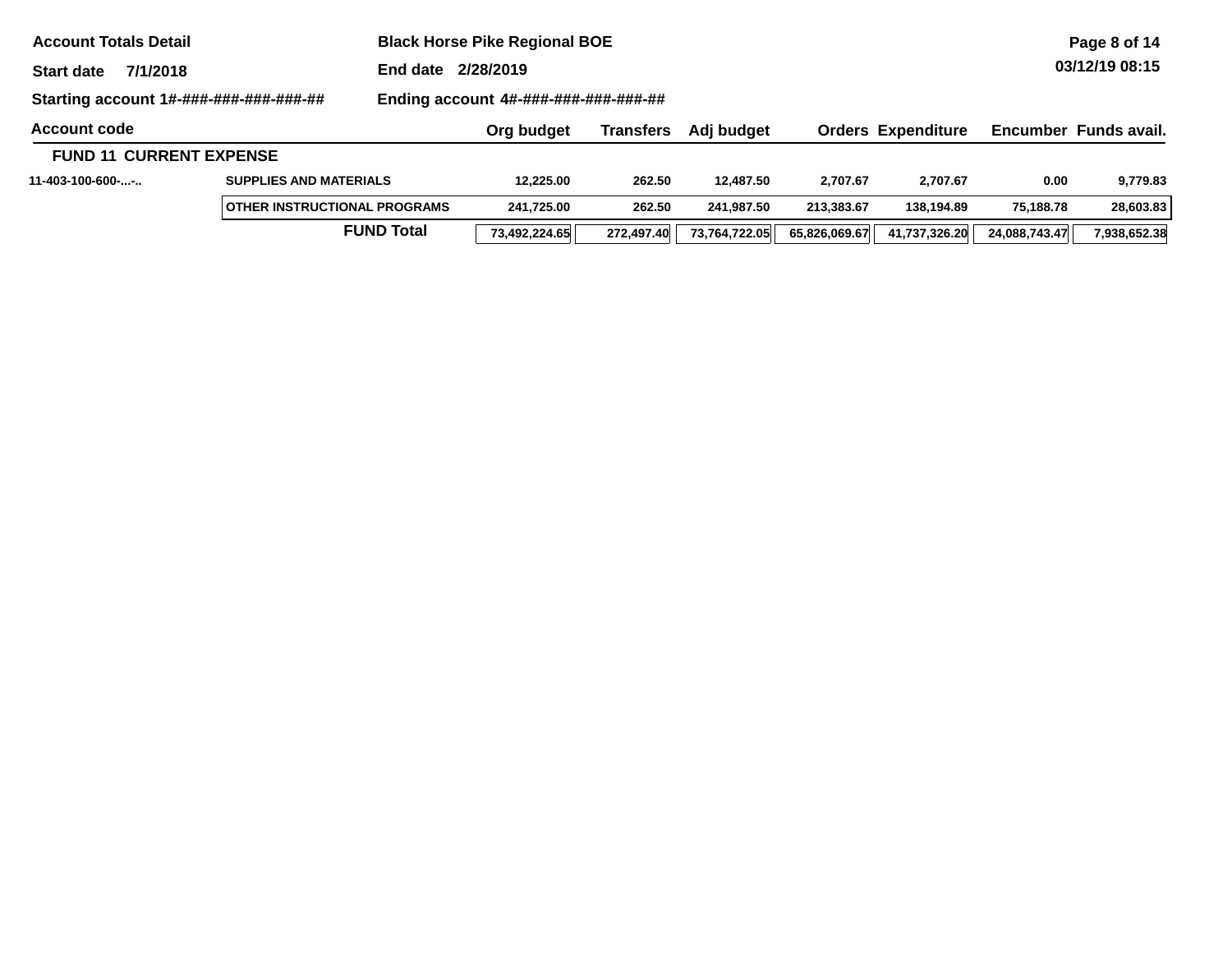**Account Totals Detail** | **Black Horse Pike Regional BOE**

**Start date** 7/1/2018 | **End date** 2/28/2019

**Starting account** 1#-###-###-###-###-## | **Ending account** 4#-###-###-###-###-##

| Account code | | Org budget | Transfers | Adj budget | Orders | Expenditure | Encumber | Funds avail. |
|---|---|---|---|---|---|---|---|---|
| **FUND 11 CURRENT EXPENSE** | | | | | | | | |
| 11-403-100-600-...-.. | SUPPLIES AND MATERIALS | 12,225.00 | 262.50 | 12,487.50 | 2,707.67 | 2,707.67 | 0.00 | 9,779.83 |
| | OTHER INSTRUCTIONAL PROGRAMS | 241,725.00 | 262.50 | 241,987.50 | 213,383.67 | 138,194.89 | 75,188.78 | 28,603.83 |
| | **FUND Total** | 73,492,224.65 | 272,497.40 | 73,764,722.05 | 65,826,069.67 | 41,737,326.20 | 24,088,743.47 | 7,938,652.38 |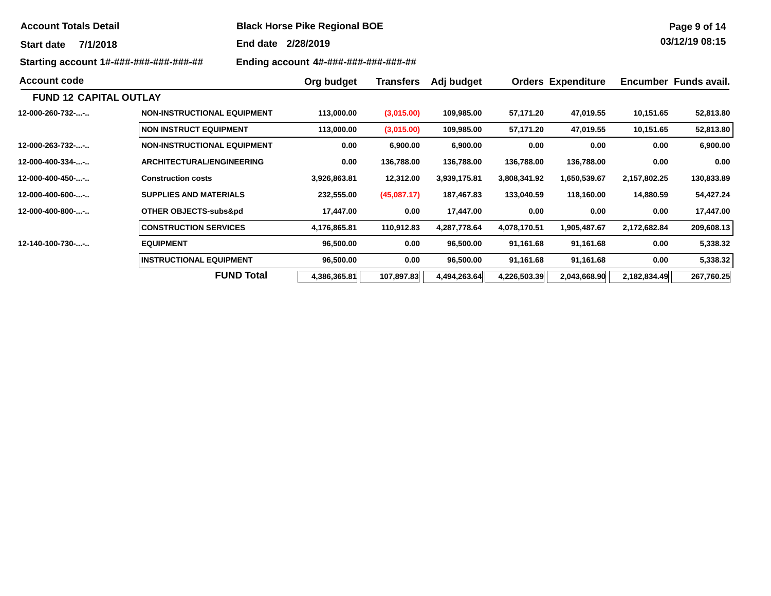**Account Totals Detail** — **Black Horse Pike Regional BOE**

**Start date** 7/1/2018 — **End date** 2/28/2019

**Starting account** 1#-###-###-###-###-## — **Ending account** 4#-###-###-###-###-##

| Account code | | Org budget | Transfers | Adj budget | Orders | Expenditure | Encumber | Funds avail. |
|---|---|---|---|---|---|---|---|---|
| **FUND 12 CAPITAL OUTLAY** | | | | | | | | |
| 12-000-260-732-...-.. | NON-INSTRUCTIONAL EQUIPMENT | 113,000.00 | (3,015.00) | 109,985.00 | 57,171.20 | 47,019.55 | 10,151.65 | 52,813.80 |
| | NON INSTRUCT EQUIPMENT | 113,000.00 | (3,015.00) | 109,985.00 | 57,171.20 | 47,019.55 | 10,151.65 | 52,813.80 |
| 12-000-263-732-...-.. | NON-INSTRUCTIONAL EQUIPMENT | 0.00 | 6,900.00 | 6,900.00 | 0.00 | 0.00 | 0.00 | 6,900.00 |
| 12-000-400-334-...-.. | ARCHITECTURAL/ENGINEERING | 0.00 | 136,788.00 | 136,788.00 | 136,788.00 | 136,788.00 | 0.00 | 0.00 |
| 12-000-400-450-...-.. | Construction costs | 3,926,863.81 | 12,312.00 | 3,939,175.81 | 3,808,341.92 | 1,650,539.67 | 2,157,802.25 | 130,833.89 |
| 12-000-400-600-...-.. | SUPPLIES AND MATERIALS | 232,555.00 | (45,087.17) | 187,467.83 | 133,040.59 | 118,160.00 | 14,880.59 | 54,427.24 |
| 12-000-400-800-...-.. | OTHER OBJECTS-subs&pd | 17,447.00 | 0.00 | 17,447.00 | 0.00 | 0.00 | 0.00 | 17,447.00 |
| | CONSTRUCTION SERVICES | 4,176,865.81 | 110,912.83 | 4,287,778.64 | 4,078,170.51 | 1,905,487.67 | 2,172,682.84 | 209,608.13 |
| 12-140-100-730-...-.. | EQUIPMENT | 96,500.00 | 0.00 | 96,500.00 | 91,161.68 | 91,161.68 | 0.00 | 5,338.32 |
| | INSTRUCTIONAL EQUIPMENT | 96,500.00 | 0.00 | 96,500.00 | 91,161.68 | 91,161.68 | 0.00 | 5,338.32 |
| | **FUND Total** | 4,386,365.81 | 107,897.83 | 4,494,263.64 | 4,226,503.39 | 2,043,668.90 | 2,182,834.49 | 267,760.25 |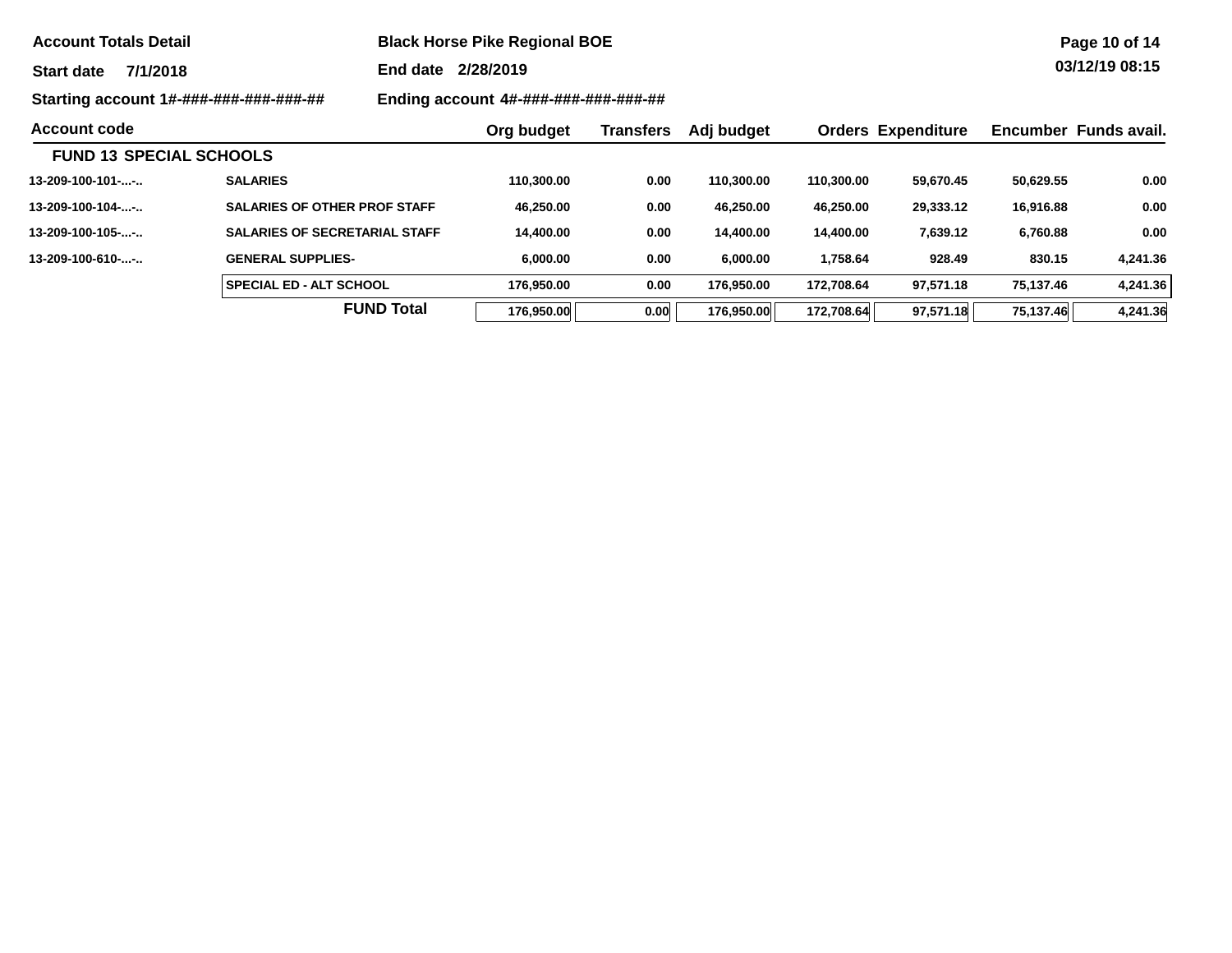**Account Totals Detail** — **Black Horse Pike Regional BOE**

**Start date** 7/1/2018 **End date** 2/28/2019

**Starting account** 1#-###-###-###-###-## **Ending account** 4#-###-###-###-###-##

03/12/19 08:15

| Account code | | Org budget | Transfers | Adj budget | Orders | Expenditure | Encumber | Funds avail. |
|---|---|---|---|---|---|---|---|---|
| **FUND 13 SPECIAL SCHOOLS** | | | | | | | | |
| 13-209-100-101-...-.. | SALARIES | 110,300.00 | 0.00 | 110,300.00 | 110,300.00 | 59,670.45 | 50,629.55 | 0.00 |
| 13-209-100-104-...-.. | SALARIES OF OTHER PROF STAFF | 46,250.00 | 0.00 | 46,250.00 | 46,250.00 | 29,333.12 | 16,916.88 | 0.00 |
| 13-209-100-105-...-.. | SALARIES OF SECRETARIAL STAFF | 14,400.00 | 0.00 | 14,400.00 | 14,400.00 | 7,639.12 | 6,760.88 | 0.00 |
| 13-209-100-610-...-.. | GENERAL SUPPLIES- | 6,000.00 | 0.00 | 6,000.00 | 1,758.64 | 928.49 | 830.15 | 4,241.36 |
| | SPECIAL ED - ALT SCHOOL | 176,950.00 | 0.00 | 176,950.00 | 172,708.64 | 97,571.18 | 75,137.46 | 4,241.36 |
| | **FUND Total** | 176,950.00 | 0.00 | 176,950.00 | 172,708.64 | 97,571.18 | 75,137.46 | 4,241.36 |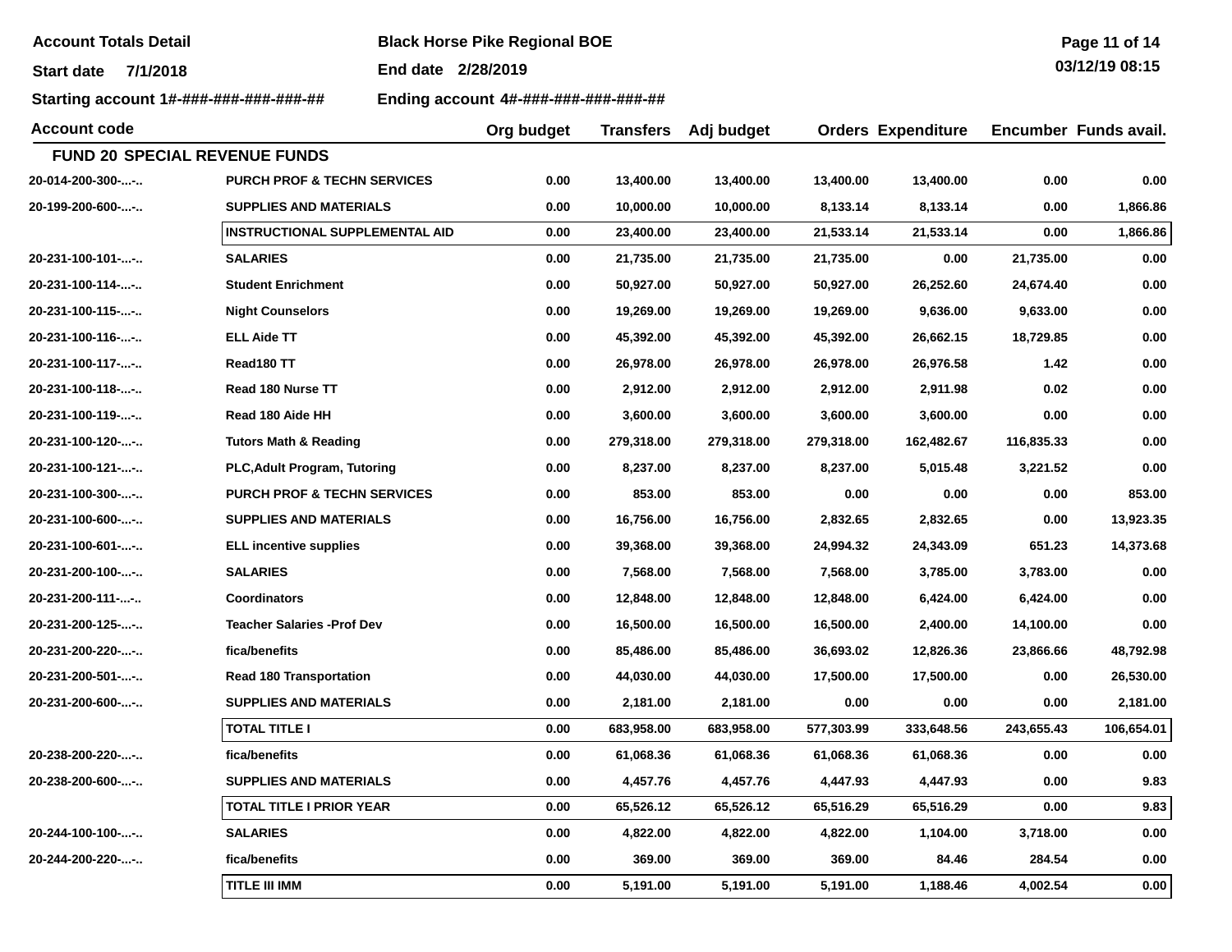**Account Totals Detail** | **Black Horse Pike Regional BOE**

**Start date** 7/1/2018 | **End date** 2/28/2019

**Starting account** 1#-###-###-###-###-## | **Ending account** 4#-###-###-###-###-##

| Account code | | Org budget | Transfers | Adj budget | Orders | Expenditure | Encumber | Funds avail. |
|---|---|---|---|---|---|---|---|---|
| **FUND 20 SPECIAL REVENUE FUNDS** | | | | | | | | |
| 20-014-200-300-...-.. | PURCH PROF & TECHN SERVICES | 0.00 | 13,400.00 | 13,400.00 | 13,400.00 | 13,400.00 | 0.00 | 0.00 |
| 20-199-200-600-...-.. | SUPPLIES AND MATERIALS | 0.00 | 10,000.00 | 10,000.00 | 8,133.14 | 8,133.14 | 0.00 | 1,866.86 |
| | INSTRUCTIONAL SUPPLEMENTAL AID | 0.00 | 23,400.00 | 23,400.00 | 21,533.14 | 21,533.14 | 0.00 | 1,866.86 |
| 20-231-100-101-...-.. | SALARIES | 0.00 | 21,735.00 | 21,735.00 | 21,735.00 | 0.00 | 21,735.00 | 0.00 |
| 20-231-100-114-...-.. | Student Enrichment | 0.00 | 50,927.00 | 50,927.00 | 50,927.00 | 26,252.60 | 24,674.40 | 0.00 |
| 20-231-100-115-...-.. | Night Counselors | 0.00 | 19,269.00 | 19,269.00 | 19,269.00 | 9,636.00 | 9,633.00 | 0.00 |
| 20-231-100-116-...-.. | ELL Aide TT | 0.00 | 45,392.00 | 45,392.00 | 45,392.00 | 26,662.15 | 18,729.85 | 0.00 |
| 20-231-100-117-...-.. | Read180 TT | 0.00 | 26,978.00 | 26,978.00 | 26,978.00 | 26,976.58 | 1.42 | 0.00 |
| 20-231-100-118-...-.. | Read 180 Nurse TT | 0.00 | 2,912.00 | 2,912.00 | 2,912.00 | 2,911.98 | 0.02 | 0.00 |
| 20-231-100-119-...-.. | Read 180 Aide HH | 0.00 | 3,600.00 | 3,600.00 | 3,600.00 | 3,600.00 | 0.00 | 0.00 |
| 20-231-100-120-...-.. | Tutors Math & Reading | 0.00 | 279,318.00 | 279,318.00 | 279,318.00 | 162,482.67 | 116,835.33 | 0.00 |
| 20-231-100-121-...-.. | PLC,Adult Program, Tutoring | 0.00 | 8,237.00 | 8,237.00 | 8,237.00 | 5,015.48 | 3,221.52 | 0.00 |
| 20-231-100-300-...-.. | PURCH PROF & TECHN SERVICES | 0.00 | 853.00 | 853.00 | 0.00 | 0.00 | 0.00 | 853.00 |
| 20-231-100-600-...-.. | SUPPLIES AND MATERIALS | 0.00 | 16,756.00 | 16,756.00 | 2,832.65 | 2,832.65 | 0.00 | 13,923.35 |
| 20-231-100-601-...-.. | ELL incentive supplies | 0.00 | 39,368.00 | 39,368.00 | 24,994.32 | 24,343.09 | 651.23 | 14,373.68 |
| 20-231-200-100-...-.. | SALARIES | 0.00 | 7,568.00 | 7,568.00 | 7,568.00 | 3,785.00 | 3,783.00 | 0.00 |
| 20-231-200-111-...-.. | Coordinators | 0.00 | 12,848.00 | 12,848.00 | 12,848.00 | 6,424.00 | 6,424.00 | 0.00 |
| 20-231-200-125-...-.. | Teacher Salaries -Prof Dev | 0.00 | 16,500.00 | 16,500.00 | 16,500.00 | 2,400.00 | 14,100.00 | 0.00 |
| 20-231-200-220-...-.. | fica/benefits | 0.00 | 85,486.00 | 85,486.00 | 36,693.02 | 12,826.36 | 23,866.66 | 48,792.98 |
| 20-231-200-501-...-.. | Read 180 Transportation | 0.00 | 44,030.00 | 44,030.00 | 17,500.00 | 17,500.00 | 0.00 | 26,530.00 |
| 20-231-200-600-...-.. | SUPPLIES AND MATERIALS | 0.00 | 2,181.00 | 2,181.00 | 0.00 | 0.00 | 0.00 | 2,181.00 |
| | TOTAL TITLE I | 0.00 | 683,958.00 | 683,958.00 | 577,303.99 | 333,648.56 | 243,655.43 | 106,654.01 |
| 20-238-200-220-...-.. | fica/benefits | 0.00 | 61,068.36 | 61,068.36 | 61,068.36 | 61,068.36 | 0.00 | 0.00 |
| 20-238-200-600-...-.. | SUPPLIES AND MATERIALS | 0.00 | 4,457.76 | 4,457.76 | 4,447.93 | 4,447.93 | 0.00 | 9.83 |
| | TOTAL TITLE I PRIOR YEAR | 0.00 | 65,526.12 | 65,526.12 | 65,516.29 | 65,516.29 | 0.00 | 9.83 |
| 20-244-100-100-...-.. | SALARIES | 0.00 | 4,822.00 | 4,822.00 | 4,822.00 | 1,104.00 | 3,718.00 | 0.00 |
| 20-244-200-220-...-.. | fica/benefits | 0.00 | 369.00 | 369.00 | 369.00 | 84.46 | 284.54 | 0.00 |
| | TITLE III IMM | 0.00 | 5,191.00 | 5,191.00 | 5,191.00 | 1,188.46 | 4,002.54 | 0.00 |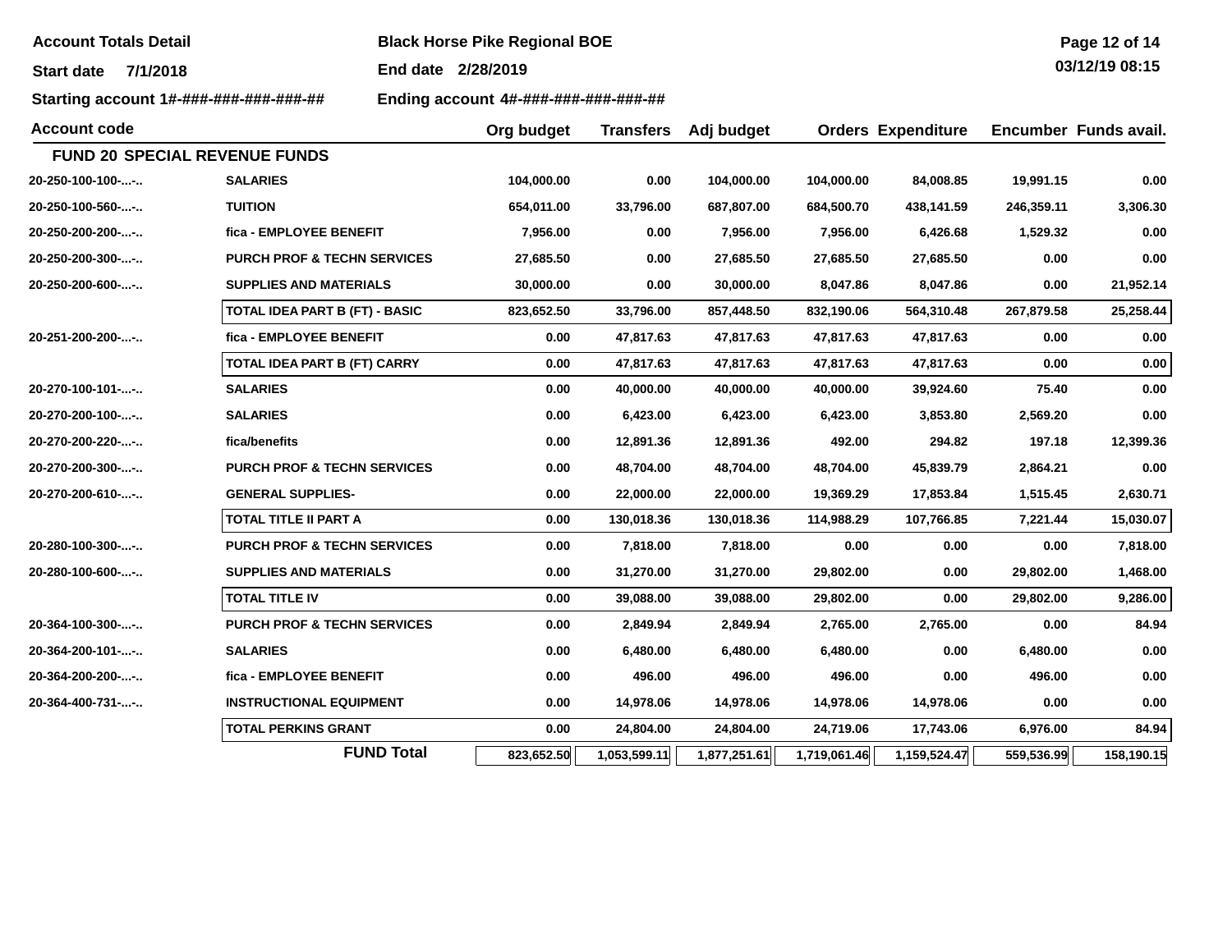**Account Totals Detail** | **Black Horse Pike Regional BOE**

**Start date** 7/1/2018 | **End date** 2/28/2019

**Starting account** 1#-###-###-###-###-## | **Ending account** 4#-###-###-###-###-##

| Account code | | Org budget | Transfers | Adj budget | Orders | Expenditure | Encumber | Funds avail. |
|---|---|---|---|---|---|---|---|---|
| **FUND 20 SPECIAL REVENUE FUNDS** | | | | | | | | |
| 20-250-100-100-...-.. | SALARIES | 104,000.00 | 0.00 | 104,000.00 | 104,000.00 | 84,008.85 | 19,991.15 | 0.00 |
| 20-250-100-560-...-.. | TUITION | 654,011.00 | 33,796.00 | 687,807.00 | 684,500.70 | 438,141.59 | 246,359.11 | 3,306.30 |
| 20-250-200-200-...-.. | fica - EMPLOYEE BENEFIT | 7,956.00 | 0.00 | 7,956.00 | 7,956.00 | 6,426.68 | 1,529.32 | 0.00 |
| 20-250-200-300-...-.. | PURCH PROF & TECHN SERVICES | 27,685.50 | 0.00 | 27,685.50 | 27,685.50 | 27,685.50 | 0.00 | 0.00 |
| 20-250-200-600-...-.. | SUPPLIES AND MATERIALS | 30,000.00 | 0.00 | 30,000.00 | 8,047.86 | 8,047.86 | 0.00 | 21,952.14 |
| | TOTAL IDEA PART B (FT) - BASIC | 823,652.50 | 33,796.00 | 857,448.50 | 832,190.06 | 564,310.48 | 267,879.58 | 25,258.44 |
| 20-251-200-200-...-.. | fica - EMPLOYEE BENEFIT | 0.00 | 47,817.63 | 47,817.63 | 47,817.63 | 47,817.63 | 0.00 | 0.00 |
| | TOTAL IDEA PART B (FT) CARRY | 0.00 | 47,817.63 | 47,817.63 | 47,817.63 | 47,817.63 | 0.00 | 0.00 |
| 20-270-100-101-...-.. | SALARIES | 0.00 | 40,000.00 | 40,000.00 | 40,000.00 | 39,924.60 | 75.40 | 0.00 |
| 20-270-200-100-...-.. | SALARIES | 0.00 | 6,423.00 | 6,423.00 | 6,423.00 | 3,853.80 | 2,569.20 | 0.00 |
| 20-270-200-220-...-.. | fica/benefits | 0.00 | 12,891.36 | 12,891.36 | 492.00 | 294.82 | 197.18 | 12,399.36 |
| 20-270-200-300-...-.. | PURCH PROF & TECHN SERVICES | 0.00 | 48,704.00 | 48,704.00 | 48,704.00 | 45,839.79 | 2,864.21 | 0.00 |
| 20-270-200-610-...-.. | GENERAL SUPPLIES- | 0.00 | 22,000.00 | 22,000.00 | 19,369.29 | 17,853.84 | 1,515.45 | 2,630.71 |
| | TOTAL TITLE II PART A | 0.00 | 130,018.36 | 130,018.36 | 114,988.29 | 107,766.85 | 7,221.44 | 15,030.07 |
| 20-280-100-300-...-.. | PURCH PROF & TECHN SERVICES | 0.00 | 7,818.00 | 7,818.00 | 0.00 | 0.00 | 0.00 | 7,818.00 |
| 20-280-100-600-...-.. | SUPPLIES AND MATERIALS | 0.00 | 31,270.00 | 31,270.00 | 29,802.00 | 0.00 | 29,802.00 | 1,468.00 |
| | TOTAL TITLE IV | 0.00 | 39,088.00 | 39,088.00 | 29,802.00 | 0.00 | 29,802.00 | 9,286.00 |
| 20-364-100-300-...-.. | PURCH PROF & TECHN SERVICES | 0.00 | 2,849.94 | 2,849.94 | 2,765.00 | 2,765.00 | 0.00 | 84.94 |
| 20-364-200-101-...-.. | SALARIES | 0.00 | 6,480.00 | 6,480.00 | 6,480.00 | 0.00 | 6,480.00 | 0.00 |
| 20-364-200-200-...-.. | fica - EMPLOYEE BENEFIT | 0.00 | 496.00 | 496.00 | 496.00 | 0.00 | 496.00 | 0.00 |
| 20-364-400-731-...-.. | INSTRUCTIONAL EQUIPMENT | 0.00 | 14,978.06 | 14,978.06 | 14,978.06 | 14,978.06 | 0.00 | 0.00 |
| | TOTAL PERKINS GRANT | 0.00 | 24,804.00 | 24,804.00 | 24,719.06 | 17,743.06 | 6,976.00 | 84.94 |
| | **FUND Total** | 823,652.50 | 1,053,599.11 | 1,877,251.61 | 1,719,061.46 | 1,159,524.47 | 559,536.99 | 158,190.15 |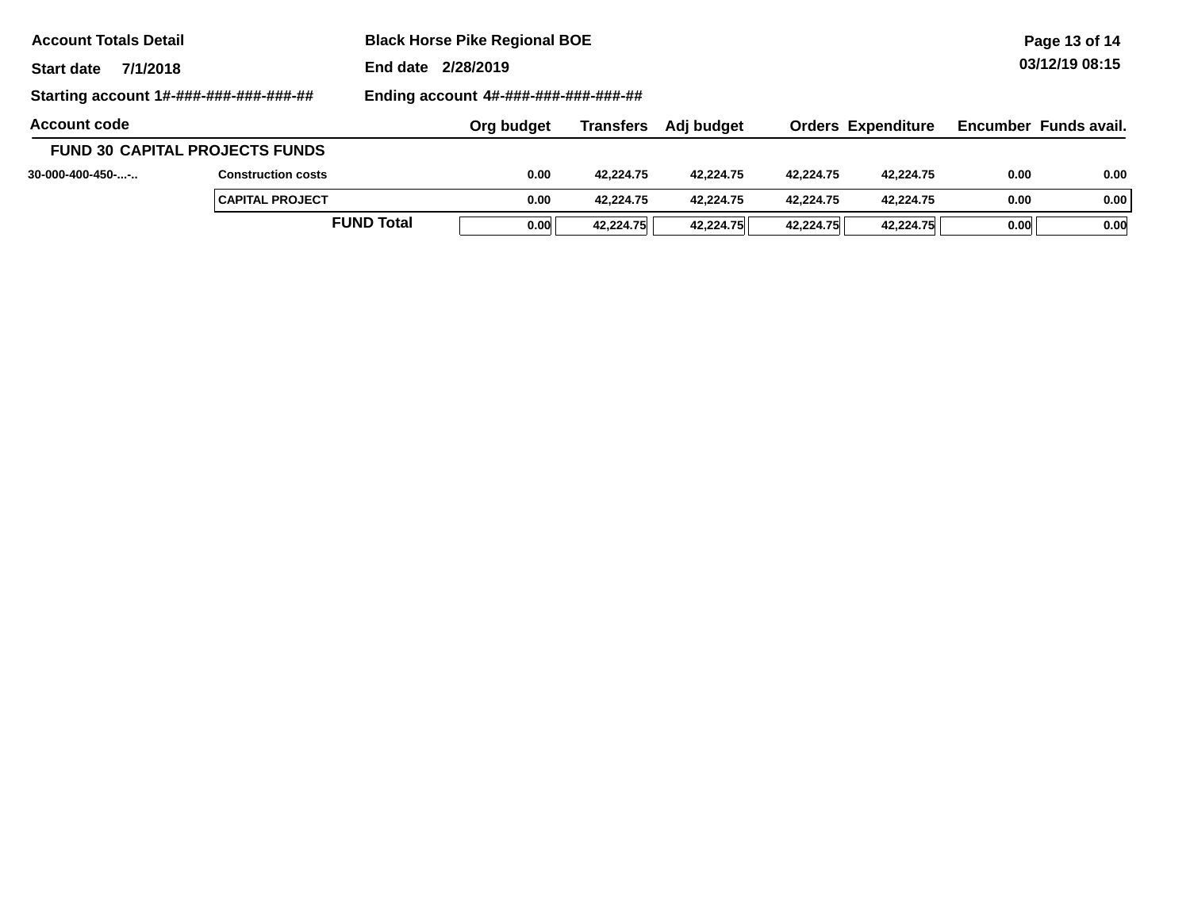**Account Totals Detail** | **Black Horse Pike Regional BOE**

**Start date** 7/1/2018 | **End date** 2/28/2019

**Starting account** 1#-###-###-###-###-## | **Ending account** 4#-###-###-###-###-##

| Account code | | Org budget | Transfers | Adj budget | Orders | Expenditure | Encumber | Funds avail. |
|---|---|---|---|---|---|---|---|---|
| **FUND 30 CAPITAL PROJECTS FUNDS** | | | | | | | | |
| 30-000-400-450-...-.. | Construction costs | 0.00 | 42,224.75 | 42,224.75 | 42,224.75 | 42,224.75 | 0.00 | 0.00 |
| | CAPITAL PROJECT | 0.00 | 42,224.75 | 42,224.75 | 42,224.75 | 42,224.75 | 0.00 | 0.00 |
| | **FUND Total** | 0.00 | 42,224.75 | 42,224.75 | 42,224.75 | 42,224.75 | 0.00 | 0.00 |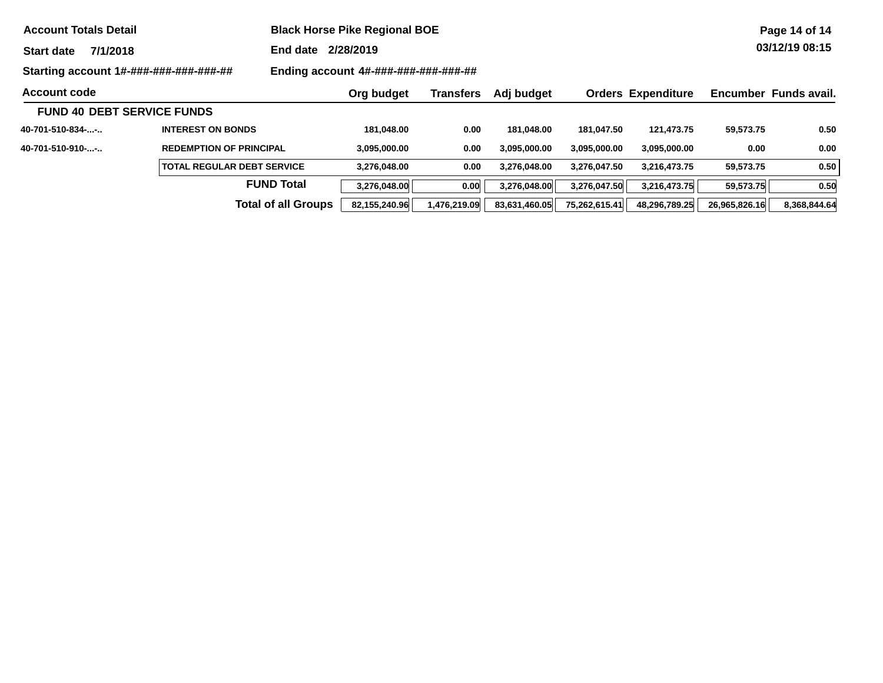**Account Totals Detail** **Black Horse Pike Regional BOE**

**Start date 7/1/2018** **End date 2/28/2019**

**Starting account 1#-###-###-###-###-##** **Ending account 4#-###-###-###-###-##**

03/12/19 08:15

| Account code | | Org budget | Transfers | Adj budget | Orders | Expenditure | Encumber | Funds avail. |
|---|---|---|---|---|---|---|---|---|
| **FUND 40 DEBT SERVICE FUNDS** | | | | | | | | |
| 40-701-510-834-...-.. | INTEREST ON BONDS | 181,048.00 | 0.00 | 181,048.00 | 181,047.50 | 121,473.75 | 59,573.75 | 0.50 |
| 40-701-510-910-...-.. | REDEMPTION OF PRINCIPAL | 3,095,000.00 | 0.00 | 3,095,000.00 | 3,095,000.00 | 3,095,000.00 | 0.00 | 0.00 |
| | TOTAL REGULAR DEBT SERVICE | 3,276,048.00 | 0.00 | 3,276,048.00 | 3,276,047.50 | 3,216,473.75 | 59,573.75 | 0.50 |
| | **FUND Total** | 3,276,048.00 | 0.00 | 3,276,048.00 | 3,276,047.50 | 3,216,473.75 | 59,573.75 | 0.50 |
| | **Total of all Groups** | 82,155,240.96 | 1,476,219.09 | 83,631,460.05 | 75,262,615.41 | 48,296,789.25 | 26,965,826.16 | 8,368,844.64 |